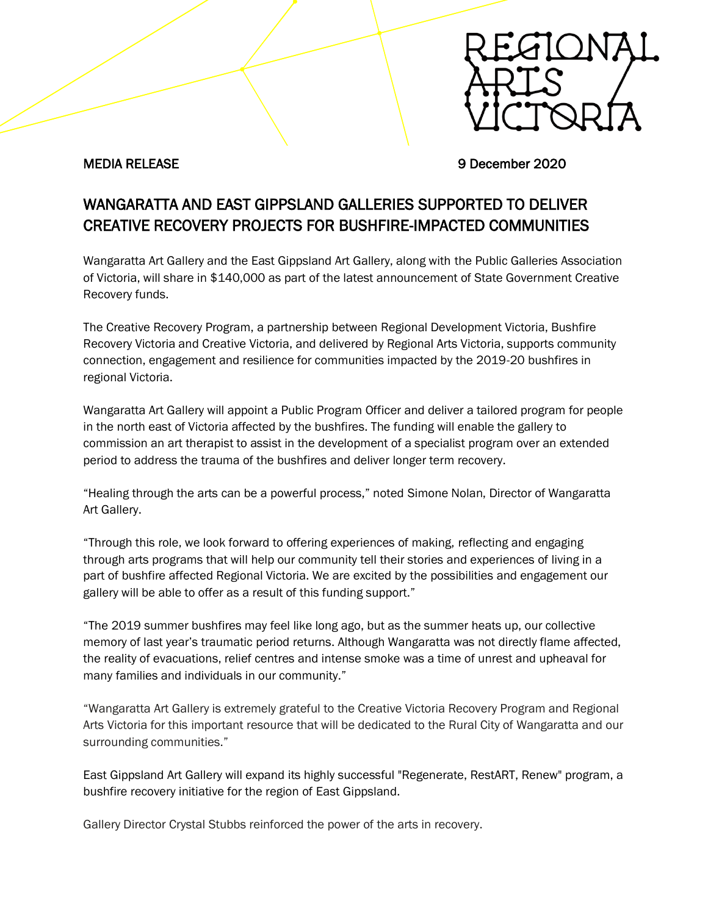MEDIA RELEASE 9 December 2020

# WANGARATTA AND EAST GIPPSLAND GALLERIES SUPPORTED TO DELIVER CREATIVE RECOVERY PROJECTS FOR BUSHFIRE-IMPACTED COMMUNITIES

Wangaratta Art Gallery and the East Gippsland Art Gallery, along with the Public Galleries Association of Victoria, will share in $140,000 as part of the latest announcement of State Government Creative Recovery funds.

The Creative Recovery Program, a partnership between Regional Development Victoria, Bushfire Recovery Victoria and Creative Victoria, and delivered by Regional Arts Victoria, supports community connection, engagement and resilience for communities impacted by the 2019-20 bushfires in regional Victoria.

Wangaratta Art Gallery will appoint a Public Program Officer and deliver a tailored program for people in the north east of Victoria affected by the bushfires. The funding will enable the gallery to commission an art therapist to assist in the development of a specialist program over an extended period to address the trauma of the bushfires and deliver longer term recovery.

"Healing through the arts can be a powerful process," noted Simone Nolan, Director of Wangaratta Art Gallery.

"Through this role, we look forward to offering experiences of making, reflecting and engaging through arts programs that will help our community tell their stories and experiences of living in a part of bushfire affected Regional Victoria. We are excited by the possibilities and engagement our gallery will be able to offer as a result of this funding support."

"The 2019 summer bushfires may feel like long ago, but as the summer heats up, our collective memory of last year's traumatic period returns. Although Wangaratta was not directly flame affected, the reality of evacuations, relief centres and intense smoke was a time of unrest and upheaval for many families and individuals in our community."

"Wangaratta Art Gallery is extremely grateful to the Creative Victoria Recovery Program and Regional Arts Victoria for this important resource that will be dedicated to the Rural City of Wangaratta and our surrounding communities."

East Gippsland Art Gallery will expand its highly successful "Regenerate, RestART, Renew" program, a bushfire recovery initiative for the region of East Gippsland.

Gallery Director Crystal Stubbs reinforced the power of the arts in recovery.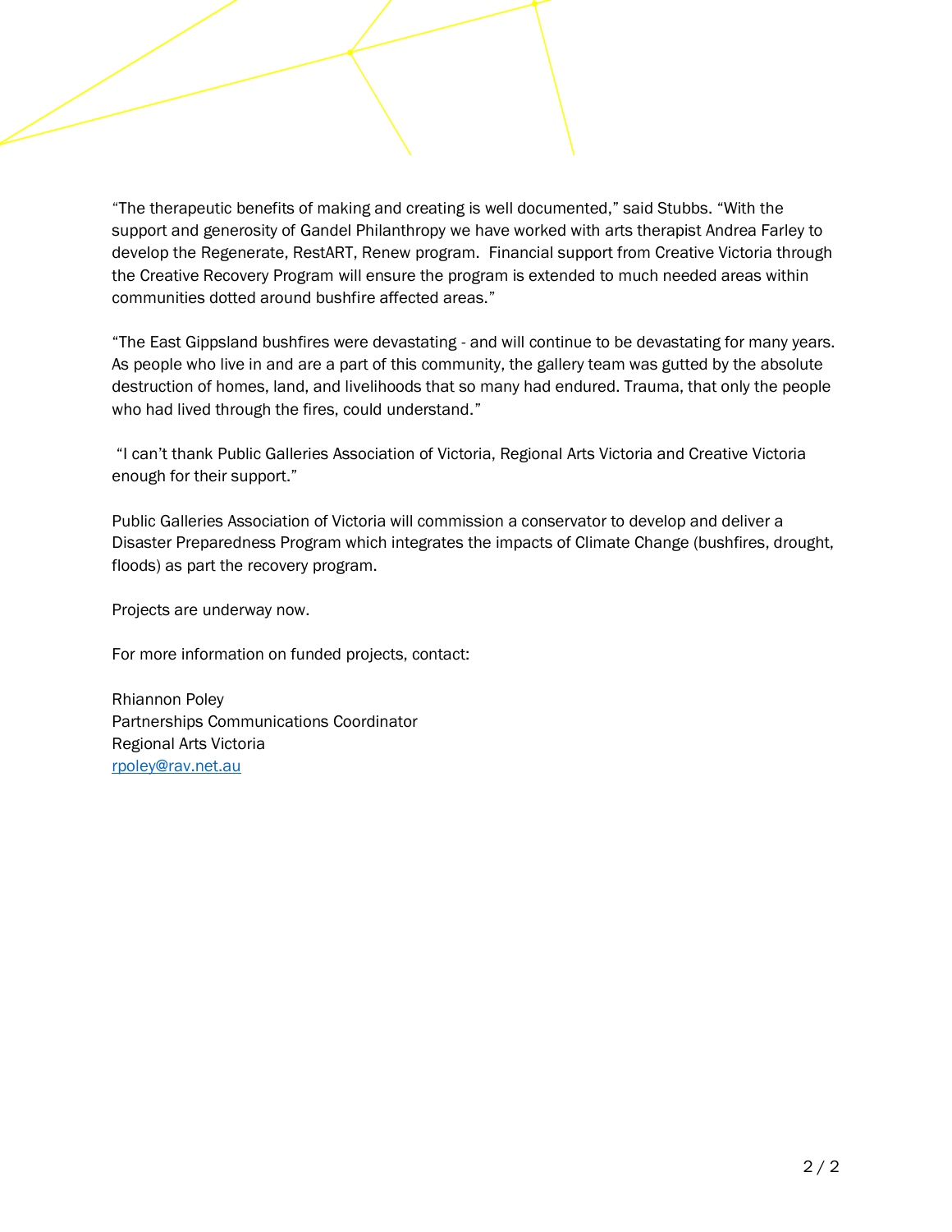"The therapeutic benefits of making and creating is well documented," said Stubbs. "With the support and generosity of Gandel Philanthropy we have worked with arts therapist Andrea Farley to develop the Regenerate, RestART, Renew program.  Financial support from Creative Victoria through the Creative Recovery Program will ensure the program is extended to much needed areas within communities dotted around bushfire affected areas."

"The East Gippsland bushfires were devastating - and will continue to be devastating for many years. As people who live in and are a part of this community, the gallery team was gutted by the absolute destruction of homes, land, and livelihoods that so many had endured. Trauma, that only the people who had lived through the fires, could understand."

"I can't thank Public Galleries Association of Victoria, Regional Arts Victoria and Creative Victoria enough for their support."

Public Galleries Association of Victoria will commission a conservator to develop and deliver a Disaster Preparedness Program which integrates the impacts of Climate Change (bushfires, drought, floods) as part the recovery program.

Projects are underway now.

For more information on funded projects, contact:

Rhiannon Poley
Partnerships Communications Coordinator
Regional Arts Victoria
rpoley@rav.net.au